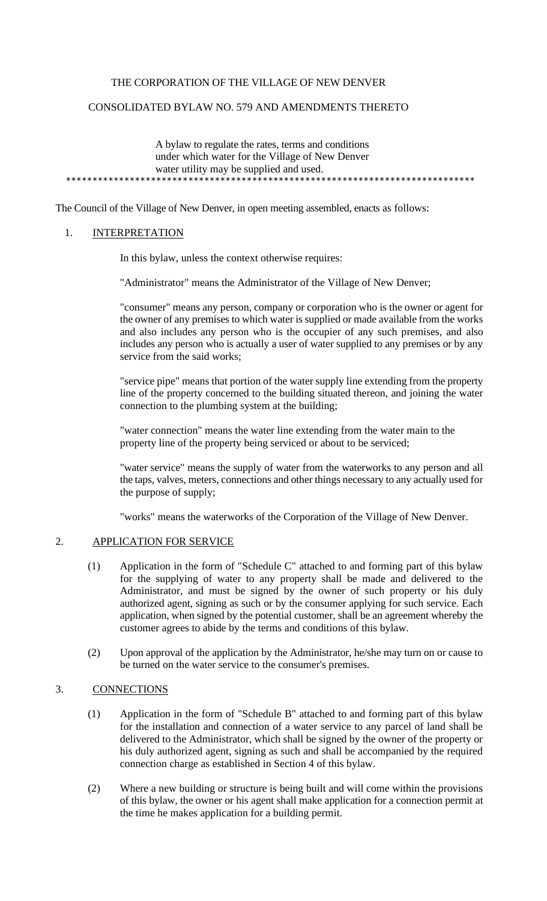THE CORPORATION OF THE VILLAGE OF NEW DENVER

CONSOLIDATED BYLAW NO. 579 AND AMENDMENTS THERETO

A bylaw to regulate the rates, terms and conditions under which water for the Village of New Denver water utility may be supplied and used.

*****************************************************************************

The Council of the Village of New Denver, in open meeting assembled, enacts as follows:

## 1. INTERPRETATION

In this bylaw, unless the context otherwise requires:

"Administrator" means the Administrator of the Village of New Denver;

"consumer" means any person, company or corporation who is the owner or agent for the owner of any premises to which water is supplied or made available from the works and also includes any person who is the occupier of any such premises, and also includes any person who is actually a user of water supplied to any premises or by any service from the said works;

"service pipe" means that portion of the water supply line extending from the property line of the property concerned to the building situated thereon, and joining the water connection to the plumbing system at the building;

"water connection" means the water line extending from the water main to the property line of the property being serviced or about to be serviced;

"water service" means the supply of water from the waterworks to any person and all the taps, valves, meters, connections and other things necessary to any actually used for the purpose of supply;

"works" means the waterworks of the Corporation of the Village of New Denver.

## 2. APPLICATION FOR SERVICE

(1) Application in the form of "Schedule C" attached to and forming part of this bylaw for the supplying of water to any property shall be made and delivered to the Administrator, and must be signed by the owner of such property or his duly authorized agent, signing as such or by the consumer applying for such service. Each application, when signed by the potential customer, shall be an agreement whereby the customer agrees to abide by the terms and conditions of this bylaw.

(2) Upon approval of the application by the Administrator, he/she may turn on or cause to be turned on the water service to the consumer's premises.

## 3. CONNECTIONS

(1) Application in the form of "Schedule B" attached to and forming part of this bylaw for the installation and connection of a water service to any parcel of land shall be delivered to the Administrator, which shall be signed by the owner of the property or his duly authorized agent, signing as such and shall be accompanied by the required connection charge as established in Section 4 of this bylaw.

(2) Where a new building or structure is being built and will come within the provisions of this bylaw, the owner or his agent shall make application for a connection permit at the time he makes application for a building permit.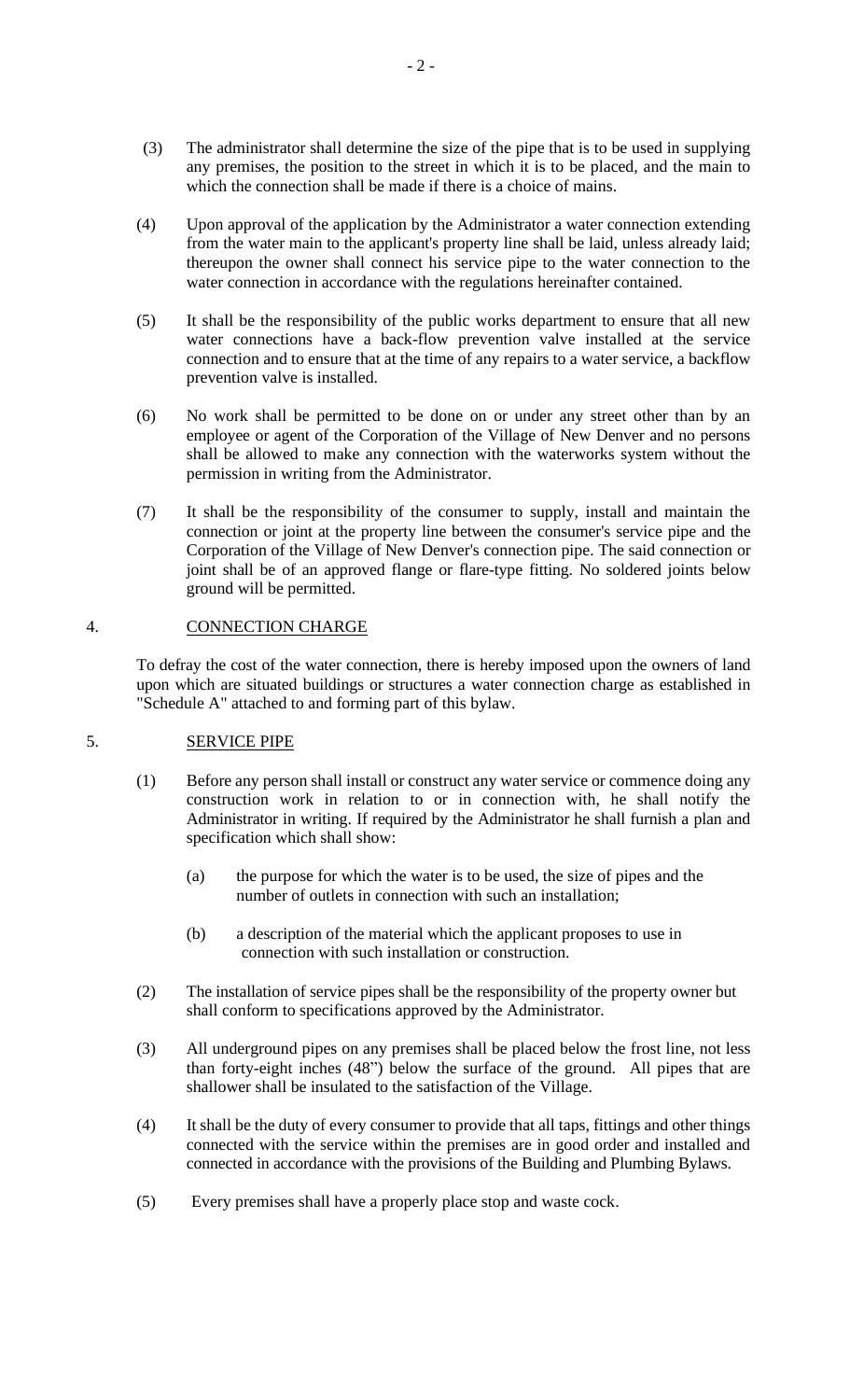(3) The administrator shall determine the size of the pipe that is to be used in supplying any premises, the position to the street in which it is to be placed, and the main to which the connection shall be made if there is a choice of mains.

(4) Upon approval of the application by the Administrator a water connection extending from the water main to the applicant's property line shall be laid, unless already laid; thereupon the owner shall connect his service pipe to the water connection to the water connection in accordance with the regulations hereinafter contained.

(5) It shall be the responsibility of the public works department to ensure that all new water connections have a back-flow prevention valve installed at the service connection and to ensure that at the time of any repairs to a water service, a backflow prevention valve is installed.

(6) No work shall be permitted to be done on or under any street other than by an employee or agent of the Corporation of the Village of New Denver and no persons shall be allowed to make any connection with the waterworks system without the permission in writing from the Administrator.

(7) It shall be the responsibility of the consumer to supply, install and maintain the connection or joint at the property line between the consumer's service pipe and the Corporation of the Village of New Denver's connection pipe. The said connection or joint shall be of an approved flange or flare-type fitting. No soldered joints below ground will be permitted.

## 4. CONNECTION CHARGE

To defray the cost of the water connection, there is hereby imposed upon the owners of land upon which are situated buildings or structures a water connection charge as established in "Schedule A" attached to and forming part of this bylaw.

## 5. SERVICE PIPE

(1) Before any person shall install or construct any water service or commence doing any construction work in relation to or in connection with, he shall notify the Administrator in writing. If required by the Administrator he shall furnish a plan and specification which shall show:

   (a) the purpose for which the water is to be used, the size of pipes and the number of outlets in connection with such an installation;

   (b) a description of the material which the applicant proposes to use in connection with such installation or construction.

(2) The installation of service pipes shall be the responsibility of the property owner but shall conform to specifications approved by the Administrator.

(3) All underground pipes on any premises shall be placed below the frost line, not less than forty-eight inches (48") below the surface of the ground. All pipes that are shallower shall be insulated to the satisfaction of the Village.

(4) It shall be the duty of every consumer to provide that all taps, fittings and other things connected with the service within the premises are in good order and installed and connected in accordance with the provisions of the Building and Plumbing Bylaws.

(5) Every premises shall have a properly place stop and waste cock.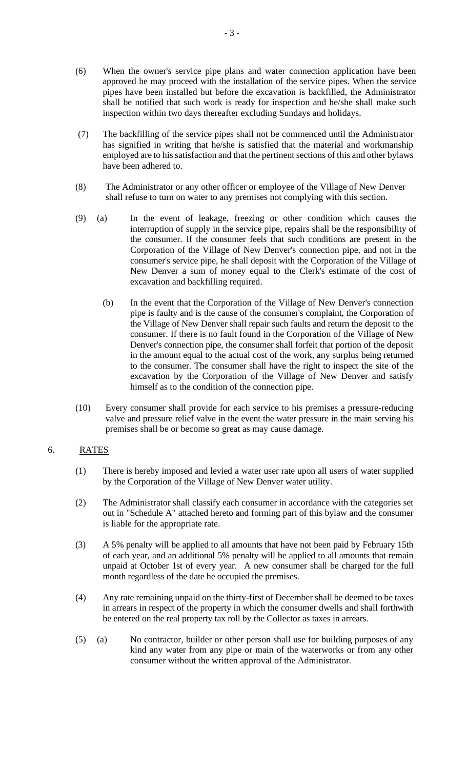(6) When the owner's service pipe plans and water connection application have been approved he may proceed with the installation of the service pipes. When the service pipes have been installed but before the excavation is backfilled, the Administrator shall be notified that such work is ready for inspection and he/she shall make such inspection within two days thereafter excluding Sundays and holidays.

(7) The backfilling of the service pipes shall not be commenced until the Administrator has signified in writing that he/she is satisfied that the material and workmanship employed are to his satisfaction and that the pertinent sections of this and other bylaws have been adhered to.

(8) The Administrator or any other officer or employee of the Village of New Denver shall refuse to turn on water to any premises not complying with this section.

(9) (a) In the event of leakage, freezing or other condition which causes the interruption of supply in the service pipe, repairs shall be the responsibility of the consumer. If the consumer feels that such conditions are present in the Corporation of the Village of New Denver's connection pipe, and not in the consumer's service pipe, he shall deposit with the Corporation of the Village of New Denver a sum of money equal to the Clerk's estimate of the cost of excavation and backfilling required.

(b) In the event that the Corporation of the Village of New Denver's connection pipe is faulty and is the cause of the consumer's complaint, the Corporation of the Village of New Denver shall repair such faults and return the deposit to the consumer. If there is no fault found in the Corporation of the Village of New Denver's connection pipe, the consumer shall forfeit that portion of the deposit in the amount equal to the actual cost of the work, any surplus being returned to the consumer. The consumer shall have the right to inspect the site of the excavation by the Corporation of the Village of New Denver and satisfy himself as to the condition of the connection pipe.

(10) Every consumer shall provide for each service to his premises a pressure-reducing valve and pressure relief valve in the event the water pressure in the main serving his premises shall be or become so great as may cause damage.

## 6. RATES

(1) There is hereby imposed and levied a water user rate upon all users of water supplied by the Corporation of the Village of New Denver water utility.

(2) The Administrator shall classify each consumer in accordance with the categories set out in "Schedule A" attached hereto and forming part of this bylaw and the consumer is liable for the appropriate rate.

(3) A 5% penalty will be applied to all amounts that have not been paid by February 15th of each year, and an additional 5% penalty will be applied to all amounts that remain unpaid at October 1st of every year. A new consumer shall be charged for the full month regardless of the date he occupied the premises.

(4) Any rate remaining unpaid on the thirty-first of December shall be deemed to be taxes in arrears in respect of the property in which the consumer dwells and shall forthwith be entered on the real property tax roll by the Collector as taxes in arrears.

(5) (a) No contractor, builder or other person shall use for building purposes of any kind any water from any pipe or main of the waterworks or from any other consumer without the written approval of the Administrator.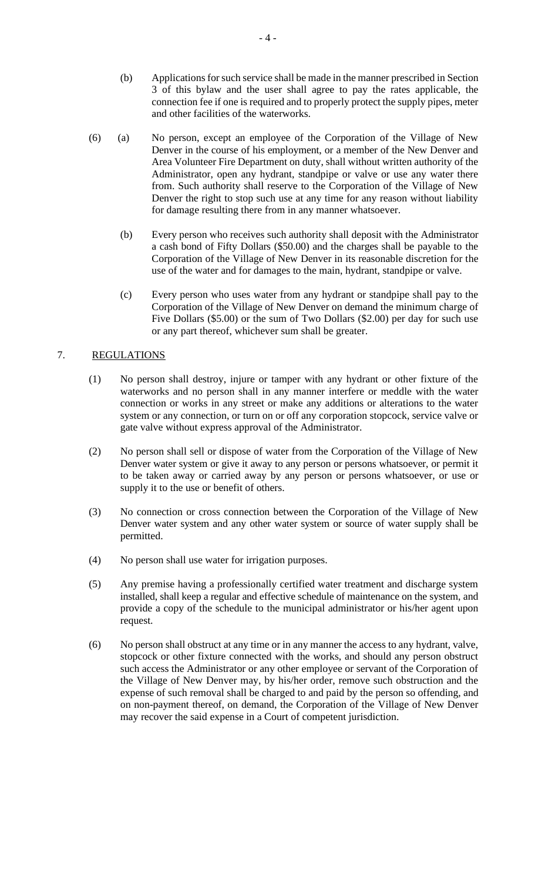(b) Applications for such service shall be made in the manner prescribed in Section 3 of this bylaw and the user shall agree to pay the rates applicable, the connection fee if one is required and to properly protect the supply pipes, meter and other facilities of the waterworks.

(6) (a) No person, except an employee of the Corporation of the Village of New Denver in the course of his employment, or a member of the New Denver and Area Volunteer Fire Department on duty, shall without written authority of the Administrator, open any hydrant, standpipe or valve or use any water there from. Such authority shall reserve to the Corporation of the Village of New Denver the right to stop such use at any time for any reason without liability for damage resulting there from in any manner whatsoever.

(b) Every person who receives such authority shall deposit with the Administrator a cash bond of Fifty Dollars ($50.00) and the charges shall be payable to the Corporation of the Village of New Denver in its reasonable discretion for the use of the water and for damages to the main, hydrant, standpipe or valve.

(c) Every person who uses water from any hydrant or standpipe shall pay to the Corporation of the Village of New Denver on demand the minimum charge of Five Dollars ($5.00) or the sum of Two Dollars ($2.00) per day for such use or any part thereof, whichever sum shall be greater.

## 7. <u>REGULATIONS</u>

(1) No person shall destroy, injure or tamper with any hydrant or other fixture of the waterworks and no person shall in any manner interfere or meddle with the water connection or works in any street or make any additions or alterations to the water system or any connection, or turn on or off any corporation stopcock, service valve or gate valve without express approval of the Administrator.

(2) No person shall sell or dispose of water from the Corporation of the Village of New Denver water system or give it away to any person or persons whatsoever, or permit it to be taken away or carried away by any person or persons whatsoever, or use or supply it to the use or benefit of others.

(3) No connection or cross connection between the Corporation of the Village of New Denver water system and any other water system or source of water supply shall be permitted.

(4) No person shall use water for irrigation purposes.

(5) Any premise having a professionally certified water treatment and discharge system installed, shall keep a regular and effective schedule of maintenance on the system, and provide a copy of the schedule to the municipal administrator or his/her agent upon request.

(6) No person shall obstruct at any time or in any manner the access to any hydrant, valve, stopcock or other fixture connected with the works, and should any person obstruct such access the Administrator or any other employee or servant of the Corporation of the Village of New Denver may, by his/her order, remove such obstruction and the expense of such removal shall be charged to and paid by the person so offending, and on non-payment thereof, on demand, the Corporation of the Village of New Denver may recover the said expense in a Court of competent jurisdiction.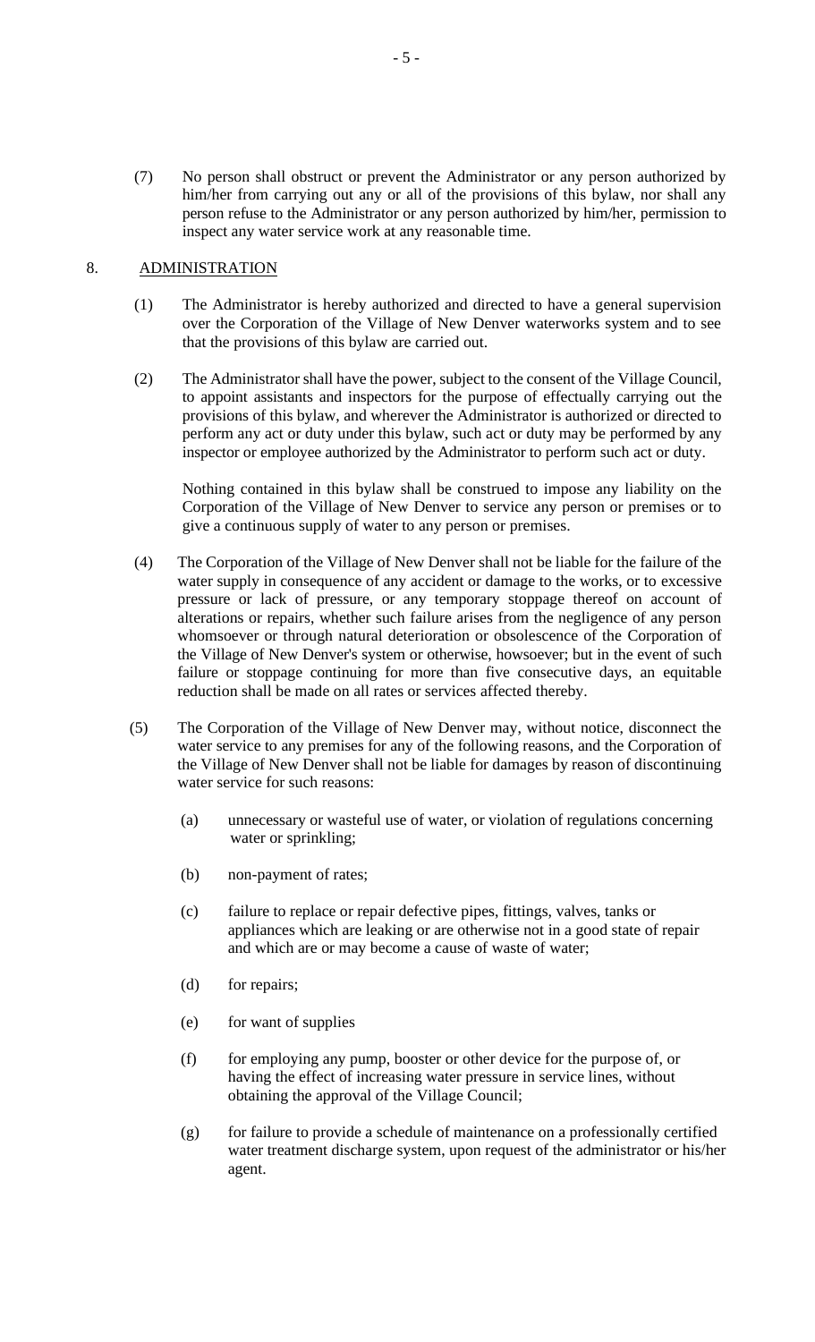(7) No person shall obstruct or prevent the Administrator or any person authorized by him/her from carrying out any or all of the provisions of this bylaw, nor shall any person refuse to the Administrator or any person authorized by him/her, permission to inspect any water service work at any reasonable time.

## 8. ADMINISTRATION

(1) The Administrator is hereby authorized and directed to have a general supervision over the Corporation of the Village of New Denver waterworks system and to see that the provisions of this bylaw are carried out.

(2) The Administrator shall have the power, subject to the consent of the Village Council, to appoint assistants and inspectors for the purpose of effectually carrying out the provisions of this bylaw, and wherever the Administrator is authorized or directed to perform any act or duty under this bylaw, such act or duty may be performed by any inspector or employee authorized by the Administrator to perform such act or duty.

Nothing contained in this bylaw shall be construed to impose any liability on the Corporation of the Village of New Denver to service any person or premises or to give a continuous supply of water to any person or premises.

(4) The Corporation of the Village of New Denver shall not be liable for the failure of the water supply in consequence of any accident or damage to the works, or to excessive pressure or lack of pressure, or any temporary stoppage thereof on account of alterations or repairs, whether such failure arises from the negligence of any person whomsoever or through natural deterioration or obsolescence of the Corporation of the Village of New Denver's system or otherwise, howsoever; but in the event of such failure or stoppage continuing for more than five consecutive days, an equitable reduction shall be made on all rates or services affected thereby.

(5) The Corporation of the Village of New Denver may, without notice, disconnect the water service to any premises for any of the following reasons, and the Corporation of the Village of New Denver shall not be liable for damages by reason of discontinuing water service for such reasons:

(a) unnecessary or wasteful use of water, or violation of regulations concerning water or sprinkling;

(b) non-payment of rates;

(c) failure to replace or repair defective pipes, fittings, valves, tanks or appliances which are leaking or are otherwise not in a good state of repair and which are or may become a cause of waste of water;

(d) for repairs;

(e) for want of supplies

(f) for employing any pump, booster or other device for the purpose of, or having the effect of increasing water pressure in service lines, without obtaining the approval of the Village Council;

(g) for failure to provide a schedule of maintenance on a professionally certified water treatment discharge system, upon request of the administrator or his/her agent.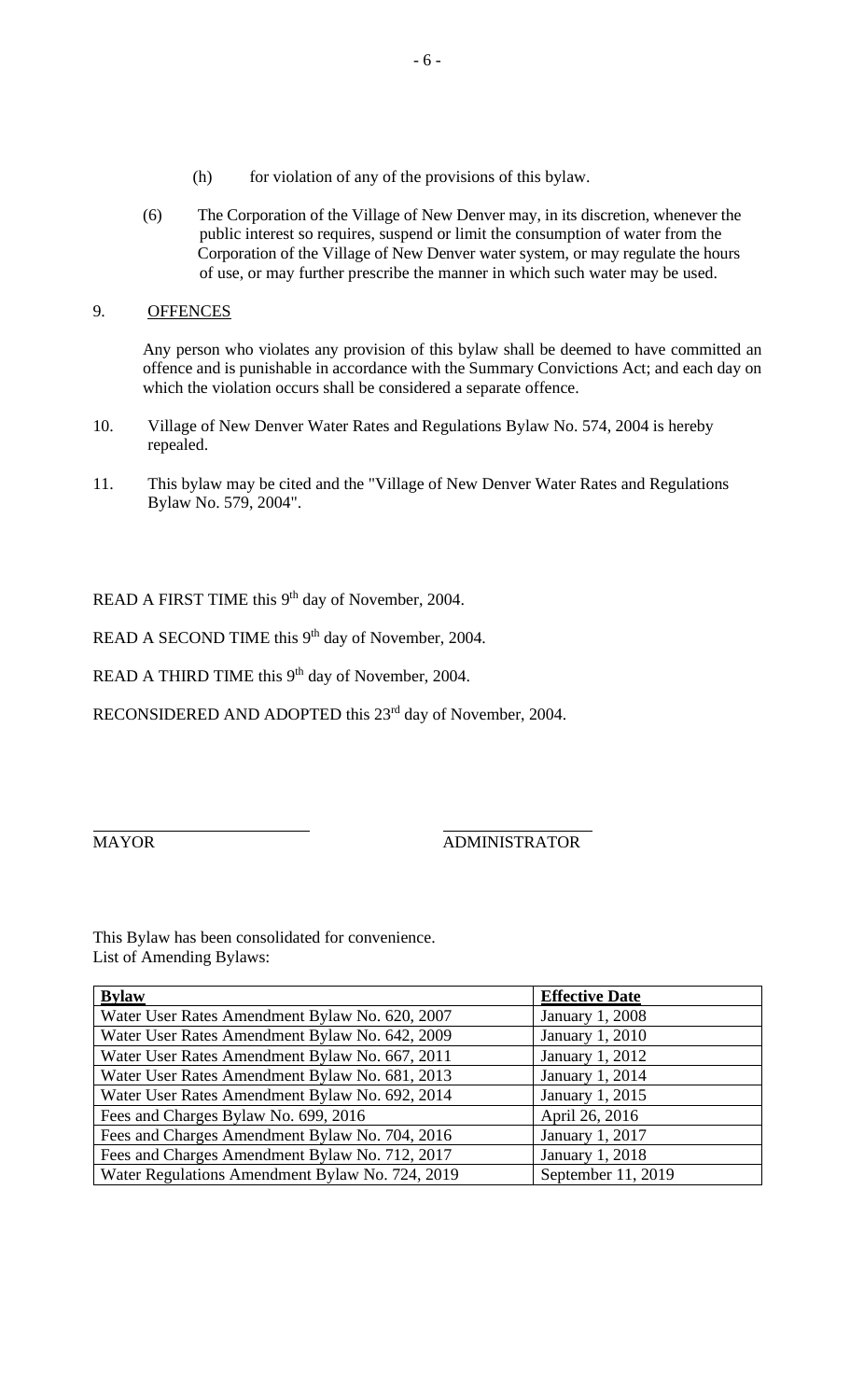(h) for violation of any of the provisions of this bylaw.

(6) The Corporation of the Village of New Denver may, in its discretion, whenever the public interest so requires, suspend or limit the consumption of water from the Corporation of the Village of New Denver water system, or may regulate the hours of use, or may further prescribe the manner in which such water may be used.

9. OFFENCES

Any person who violates any provision of this bylaw shall be deemed to have committed an offence and is punishable in accordance with the Summary Convictions Act; and each day on which the violation occurs shall be considered a separate offence.

10. Village of New Denver Water Rates and Regulations Bylaw No. 574, 2004 is hereby repealed.

11. This bylaw may be cited and the "Village of New Denver Water Rates and Regulations Bylaw No. 579, 2004".

READ A FIRST TIME this 9th day of November, 2004.

READ A SECOND TIME this 9th day of November, 2004.

READ A THIRD TIME this 9th day of November, 2004.

RECONSIDERED AND ADOPTED this 23rd day of November, 2004.

MAYOR ADMINISTRATOR

This Bylaw has been consolidated for convenience.
List of Amending Bylaws:

| Bylaw | Effective Date |
|---|---|
| Water User Rates Amendment Bylaw No. 620, 2007 | January 1, 2008 |
| Water User Rates Amendment Bylaw No. 642, 2009 | January 1, 2010 |
| Water User Rates Amendment Bylaw No. 667, 2011 | January 1, 2012 |
| Water User Rates Amendment Bylaw No. 681, 2013 | January 1, 2014 |
| Water User Rates Amendment Bylaw No. 692, 2014 | January 1, 2015 |
| Fees and Charges Bylaw No. 699, 2016 | April 26, 2016 |
| Fees and Charges Amendment Bylaw No. 704, 2016 | January 1, 2017 |
| Fees and Charges Amendment Bylaw No. 712, 2017 | January 1, 2018 |
| Water Regulations Amendment Bylaw No. 724, 2019 | September 11, 2019 |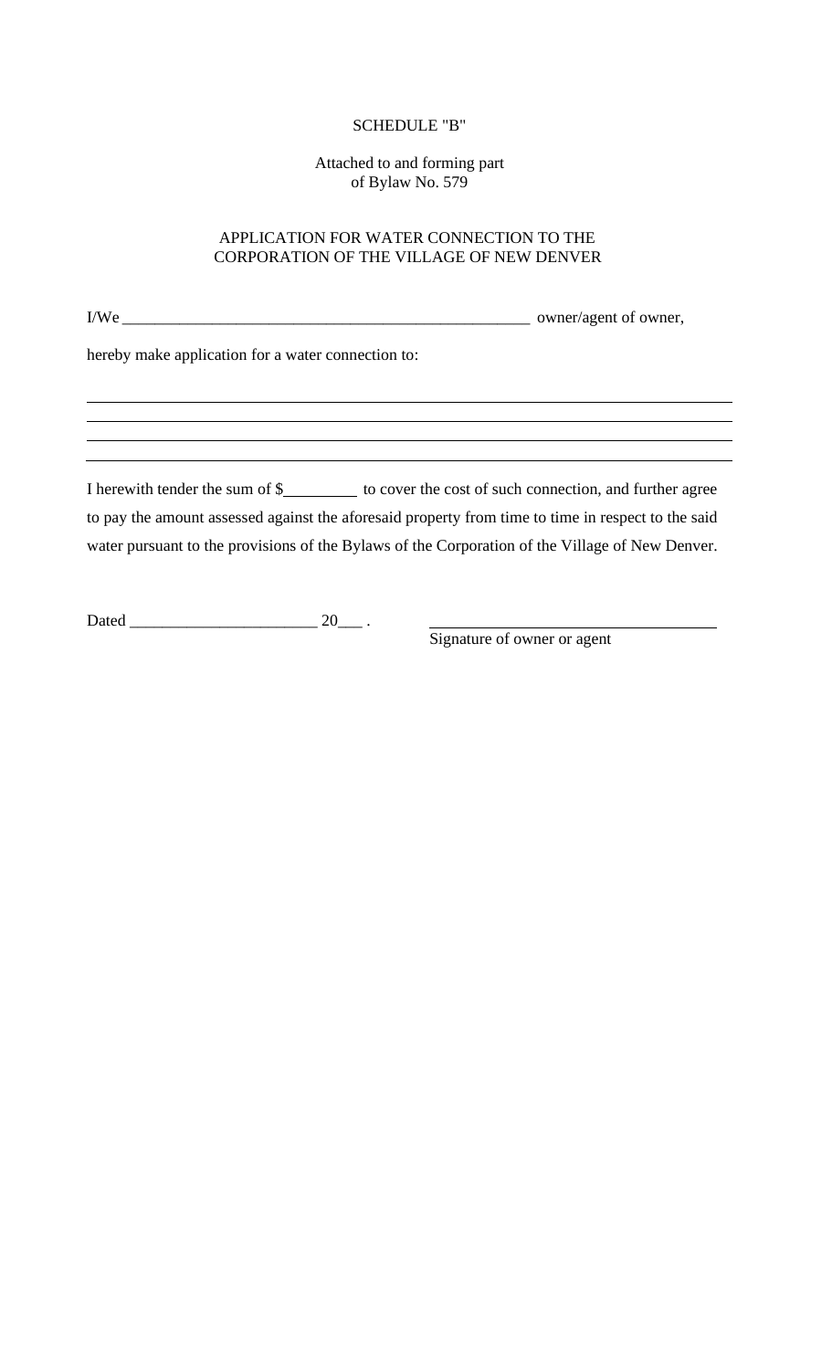SCHEDULE "B"

Attached to and forming part
of Bylaw No. 579

APPLICATION FOR WATER CONNECTION TO THE
CORPORATION OF THE VILLAGE OF NEW DENVER

I/We ___________________________________________________ owner/agent of owner,

hereby make application for a water connection to:

___________________________________________________________________________

___________________________________________________________________________

___________________________________________________________________________

___________________________________________________________________________

I herewith tender the sum of $_________ to cover the cost of such connection, and further agree to pay the amount assessed against the aforesaid property from time to time in respect to the said water pursuant to the provisions of the Bylaws of the Corporation of the Village of New Denver.

Dated _______________________ 20___ .

____________________________________
Signature of owner or agent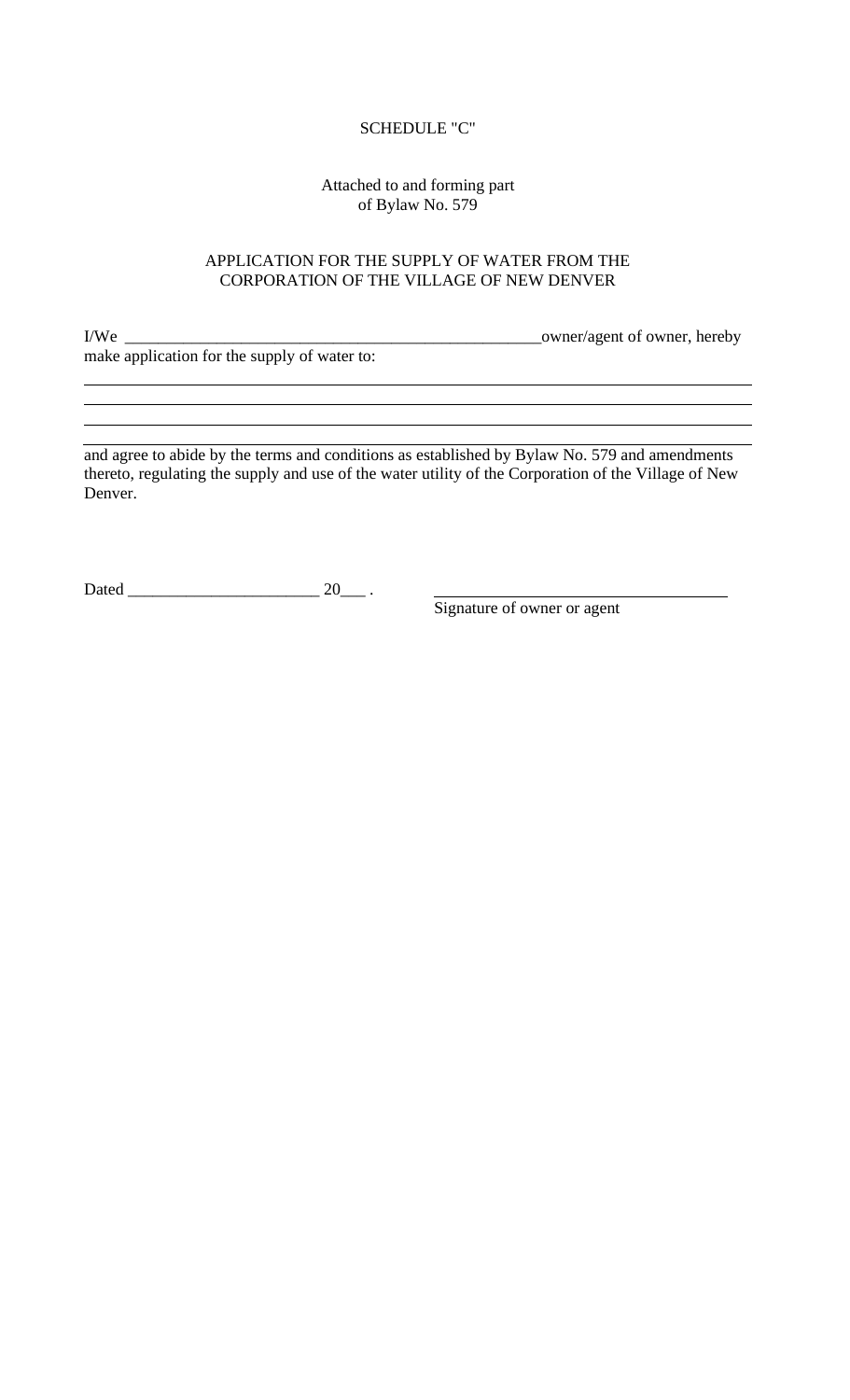SCHEDULE "C"

Attached to and forming part
of Bylaw No. 579

APPLICATION FOR THE SUPPLY OF WATER FROM THE
CORPORATION OF THE VILLAGE OF NEW DENVER

I/We ____________________________________________________owner/agent of owner, hereby make application for the supply of water to:

______________________________________________________________________________

______________________________________________________________________________

______________________________________________________________________________

______________________________________________________________________________

and agree to abide by the terms and conditions as established by Bylaw No. 579 and amendments thereto, regulating the supply and use of the water utility of the Corporation of the Village of New Denver.

Dated _______________________ 20___ .

____________________________________
Signature of owner or agent